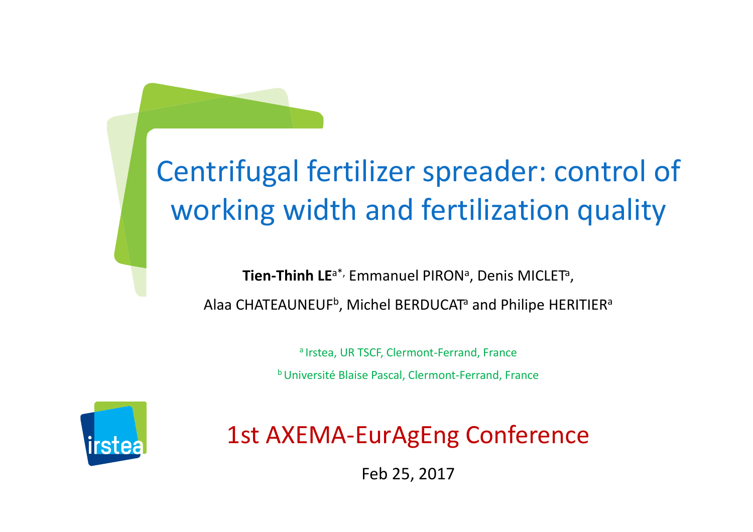# Centrifugal fertilizer spreader: control of working width and fertilization quality

**Tien-Thinh LE**[a*], Emmanuel PIRON[a], Denis MICLET[a], Alaa CHATEAUNEUF[b], Michel BERDUCAT[a] and Philipe HERITIER[a]

[a] Irstea, UR TSCF, Clermont-Ferrand, France

[b] Université Blaise Pascal, Clermont-Ferrand, France

1st AXEMA-EurAgEng Conference

Feb 25, 2017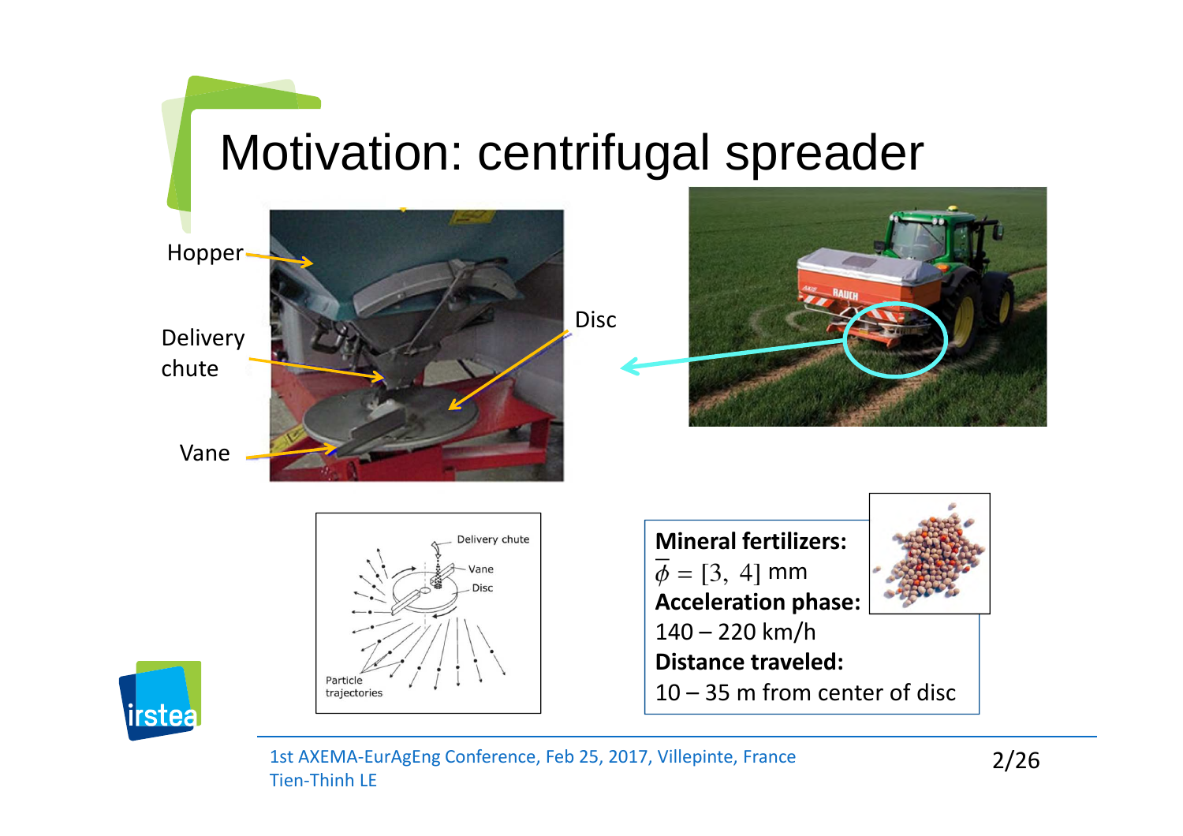# Motivation: centrifugal spreader

Hopper

Delivery chute

Vane

Disc

**Mineral fertilizers:**
$\overline{\phi} = [3,\ 4]$ mm
**Acceleration phase:**
140 – 220 km/h
**Distance traveled:**
10 – 35 m from center of disc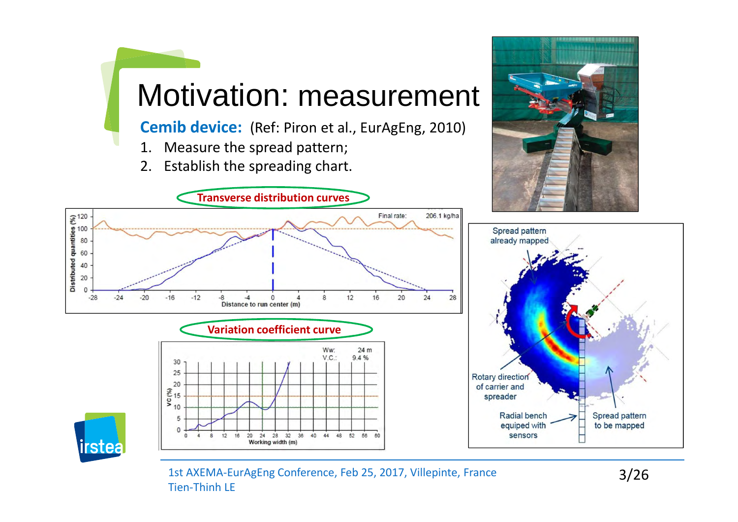# Motivation: measurement

**Cemib device:** (Ref: Piron et al., EurAgEng, 2010)

1. Measure the spread pattern;
2. Establish the spreading chart.

Transverse distribution curves

Variation coefficient curve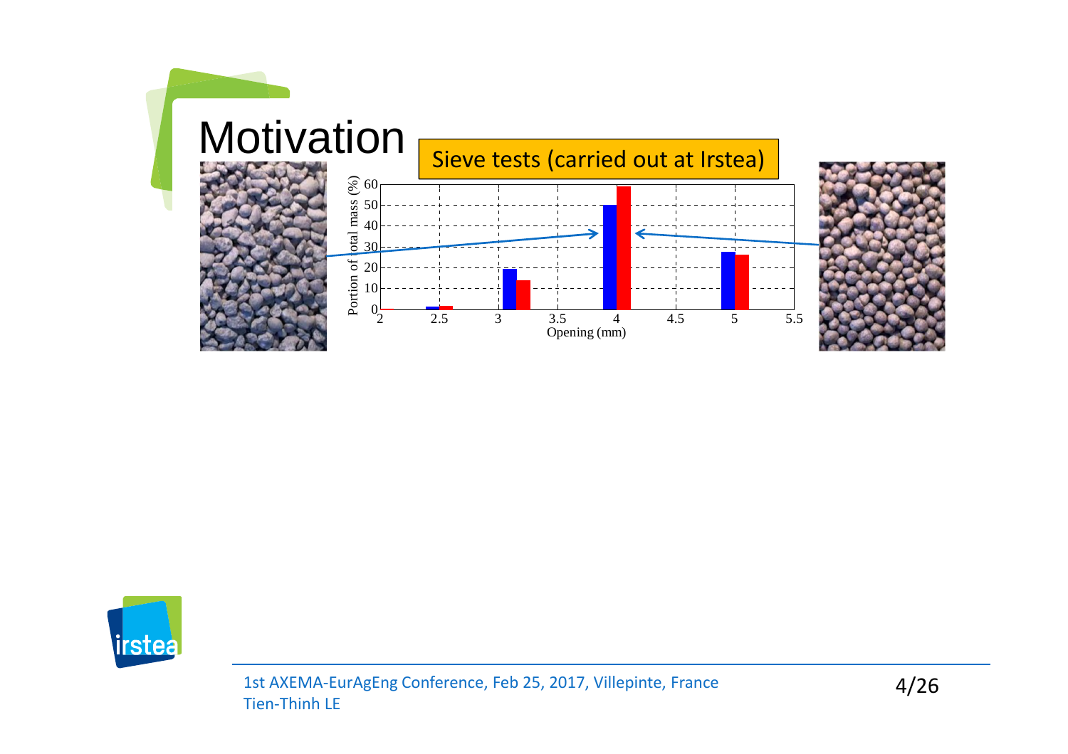# Motivation

Sieve tests (carried out at Irstea)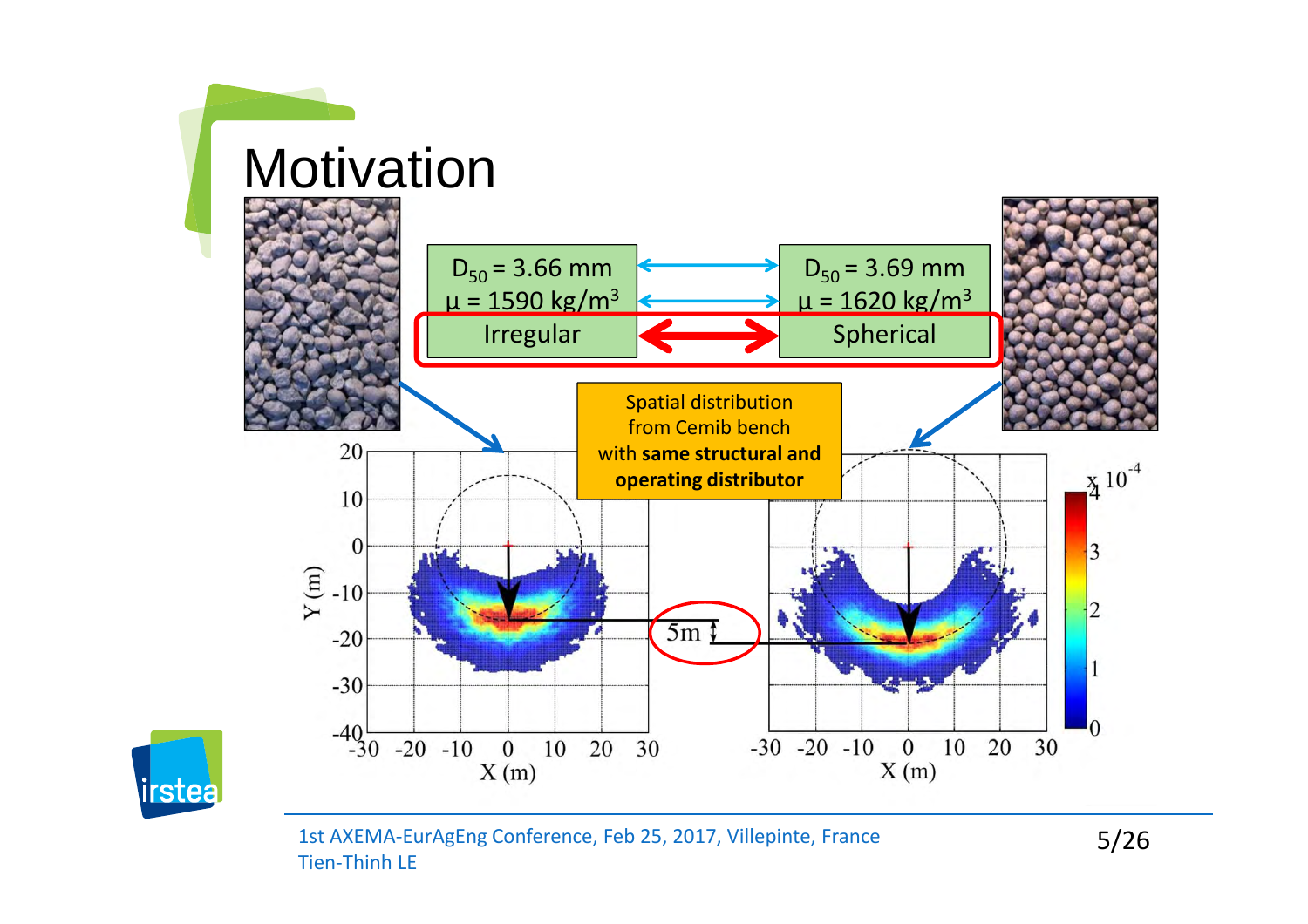# Motivation

| $D_{50}$ = 3.66 mm | $D_{50}$ = 3.69 mm |
| --- | --- |
| $\mu$ = 1590 kg/m$^3$ | $\mu$ = 1620 kg/m$^3$ |
| Irregular | Spherical |

Spatial distribution from Cemib bench with **same structural and operating distributor**

5m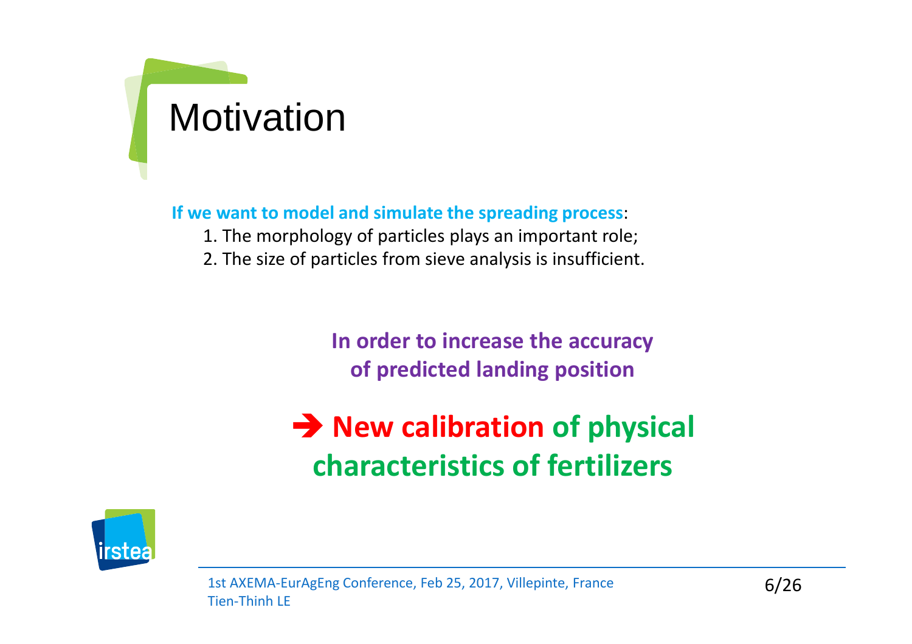# Motivation

**If we want to model and simulate the spreading process**:

1. The morphology of particles plays an important role;
2. The size of particles from sieve analysis is insufficient.

**In order to increase the accuracy of predicted landing position**

**➔ New calibration of physical characteristics of fertilizers**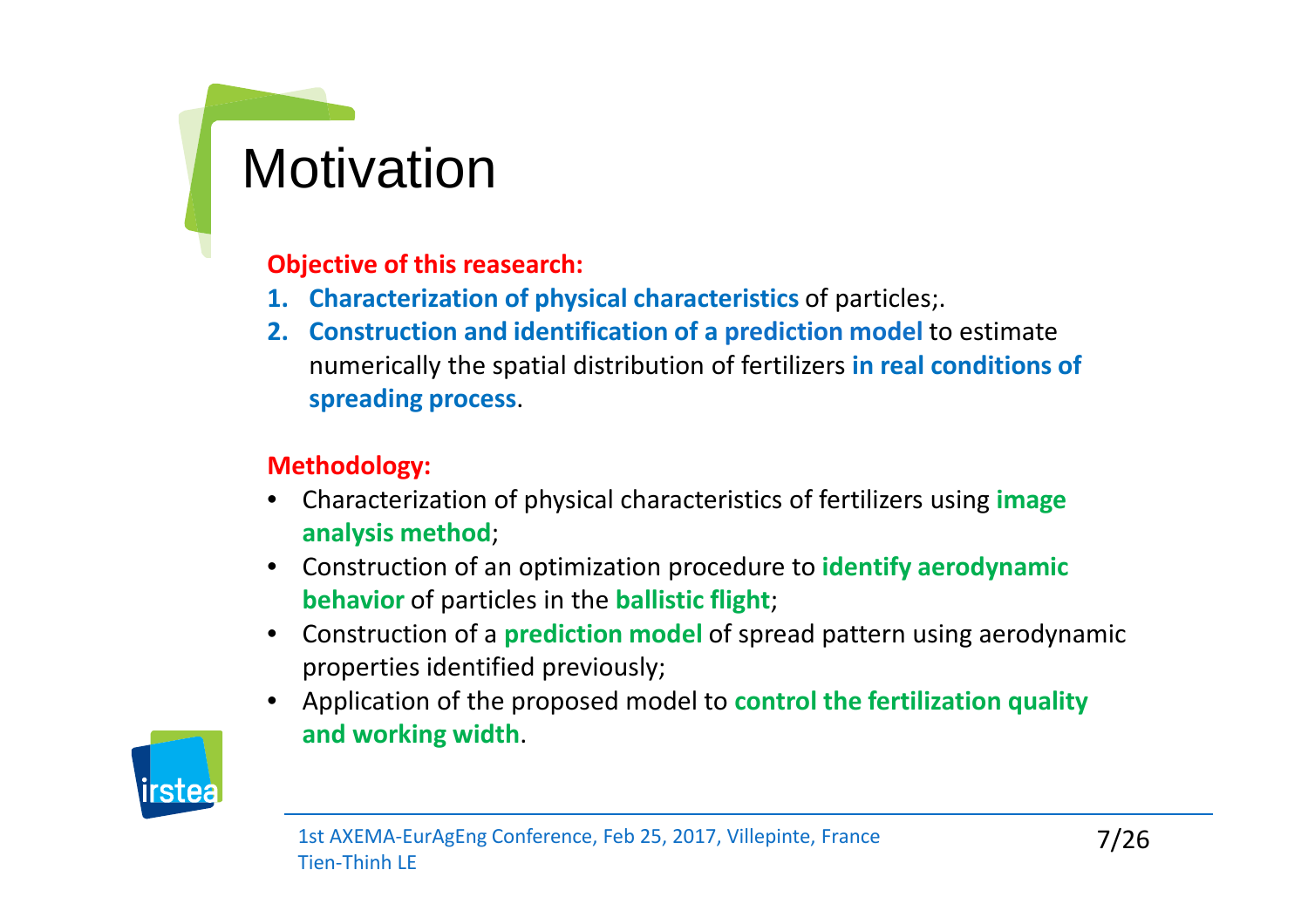# Motivation

**Objective of this reasearch:**

1. **Characterization of physical characteristics** of particles;.
2. **Construction and identification of a prediction model** to estimate numerically the spatial distribution of fertilizers **in real conditions of spreading process**.

**Methodology:**

- Characterization of physical characteristics of fertilizers using **image analysis method**;
- Construction of an optimization procedure to **identify aerodynamic behavior** of particles in the **ballistic flight**;
- Construction of a **prediction model** of spread pattern using aerodynamic properties identified previously;
- Application of the proposed model to **control the fertilization quality and working width**.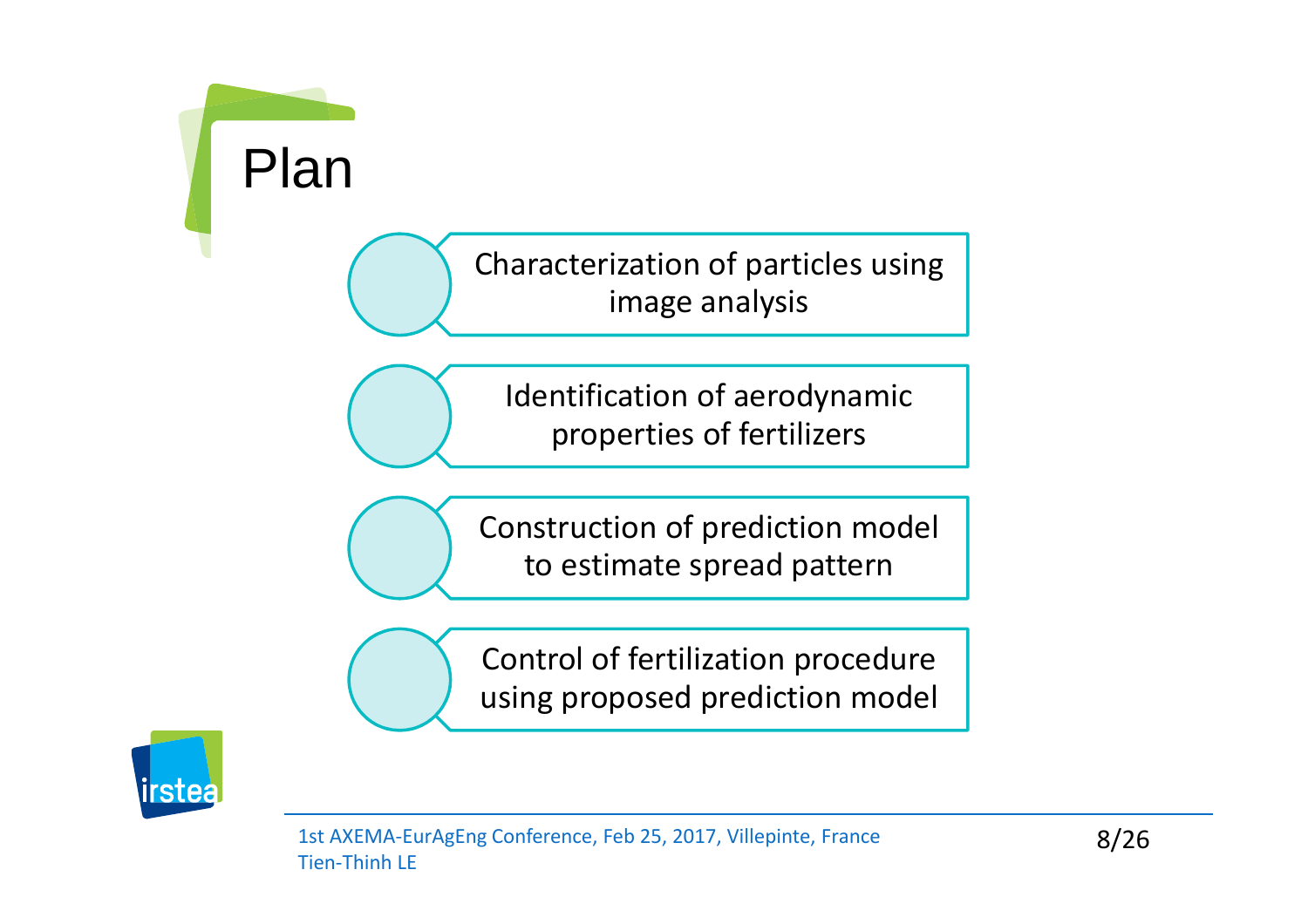# Plan

- Characterization of particles using image analysis
- Identification of aerodynamic properties of fertilizers
- Construction of prediction model to estimate spread pattern
- Control of fertilization procedure using proposed prediction model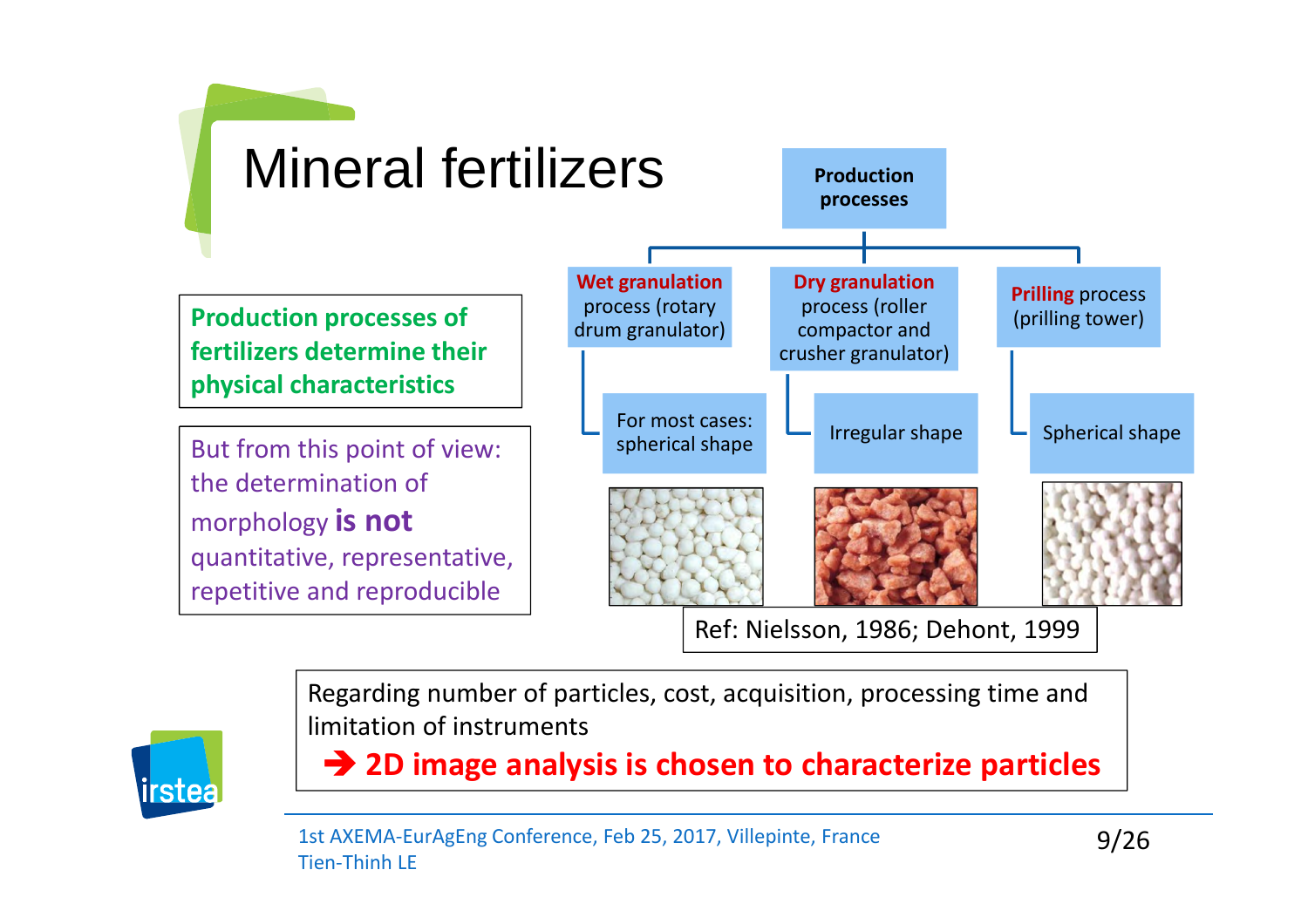# Mineral fertilizers

**Production processes of fertilizers determine their physical characteristics**

But from this point of view: the determination of morphology **is not** quantitative, representative, repetitive and reproducible

**Production processes**

- **Wet granulation** process (rotary drum granulator)
  - For most cases: spherical shape
- **Dry granulation** process (roller compactor and crusher granulator)
  - Irregular shape
- **Prilling** process (prilling tower)
  - Spherical shape

Ref: Nielsson, 1986; Dehont, 1999

Regarding number of particles, cost, acquisition, processing time and limitation of instruments

➔ **2D image analysis is chosen to characterize particles**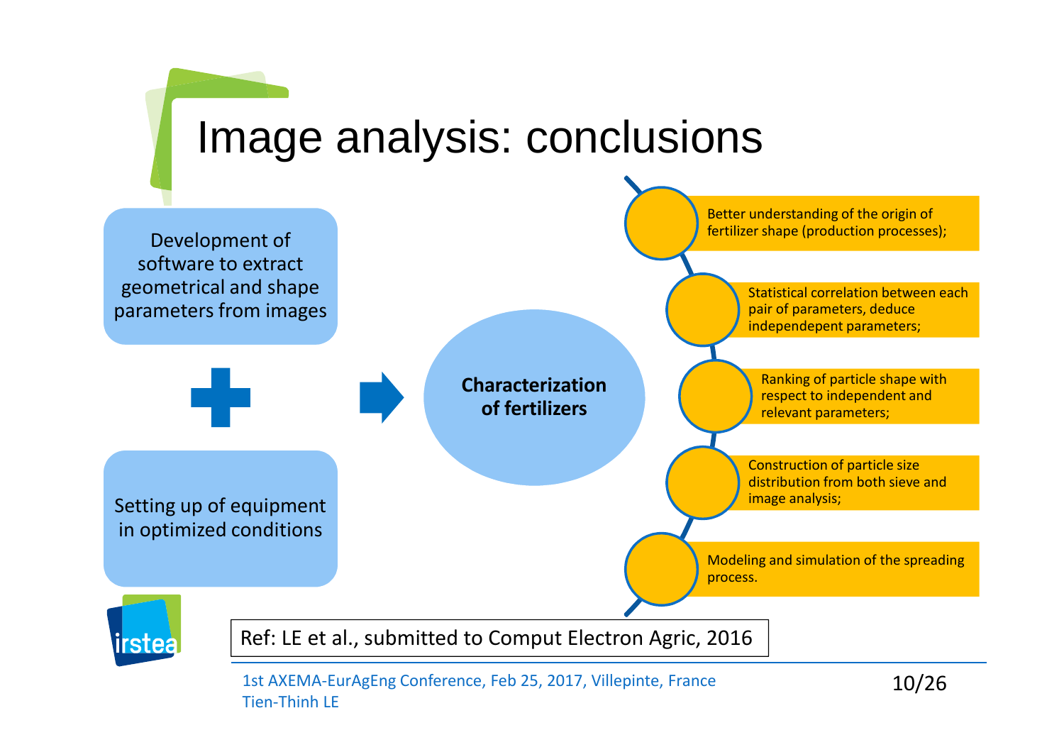# Image analysis: conclusions

Development of software to extract geometrical and shape parameters from images

+

Setting up of equipment in optimized conditions

→ **Characterization of fertilizers**

- Better understanding of the origin of fertilizer shape (production processes);
- Statistical correlation between each pair of parameters, deduce independepent parameters;
- Ranking of particle shape with respect to independent and relevant parameters;
- Construction of particle size distribution from both sieve and image analysis;
- Modeling and simulation of the spreading process.

Ref: LE et al., submitted to Comput Electron Agric, 2016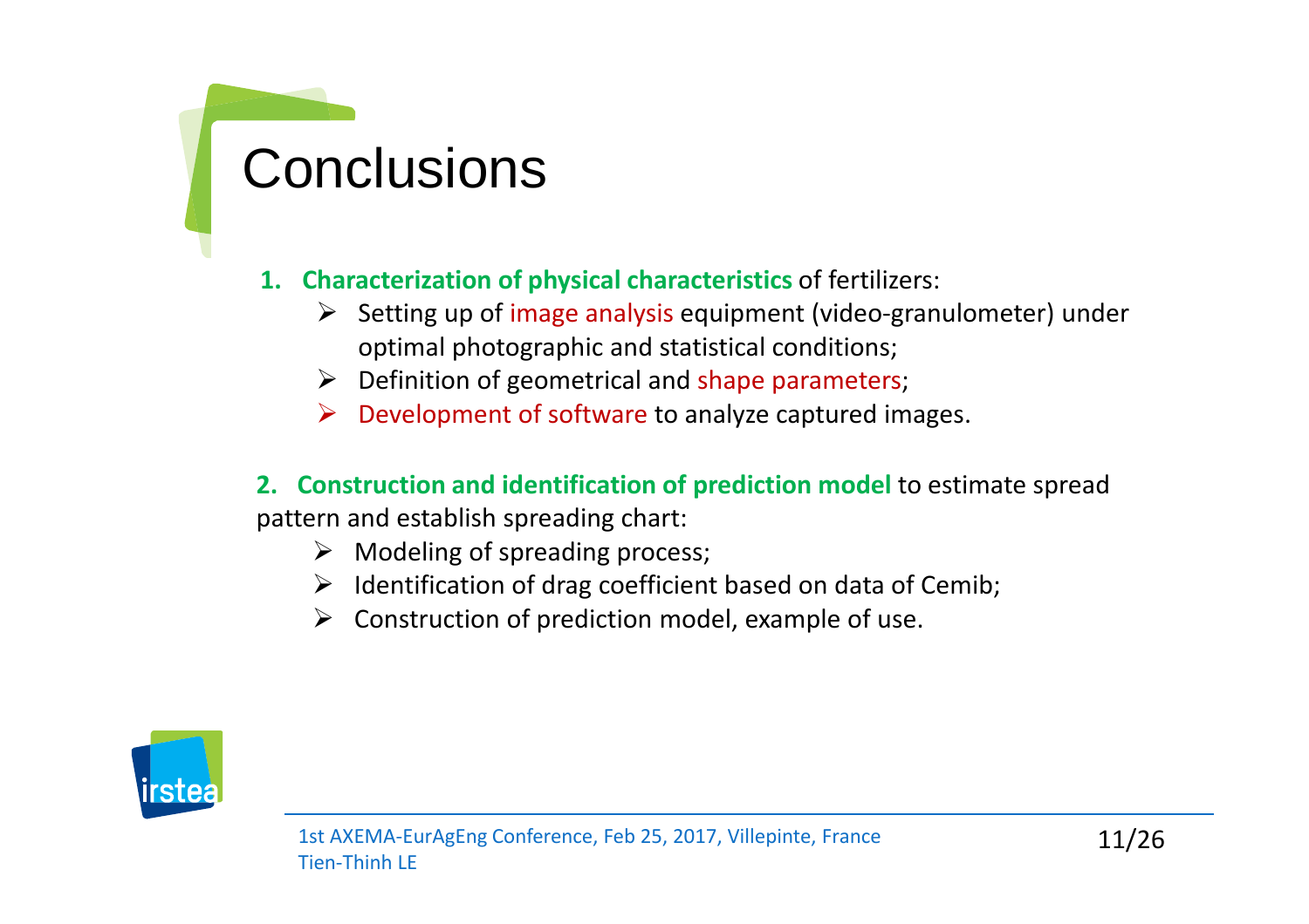# Conclusions

1. **Characterization of physical characteristics** of fertilizers:
   - Setting up of image analysis equipment (video-granulometer) under optimal photographic and statistical conditions;
   - Definition of geometrical and shape parameters;
   - Development of software to analyze captured images.

2. **Construction and identification of prediction model** to estimate spread pattern and establish spreading chart:
   - Modeling of spreading process;
   - Identification of drag coefficient based on data of Cemib;
   - Construction of prediction model, example of use.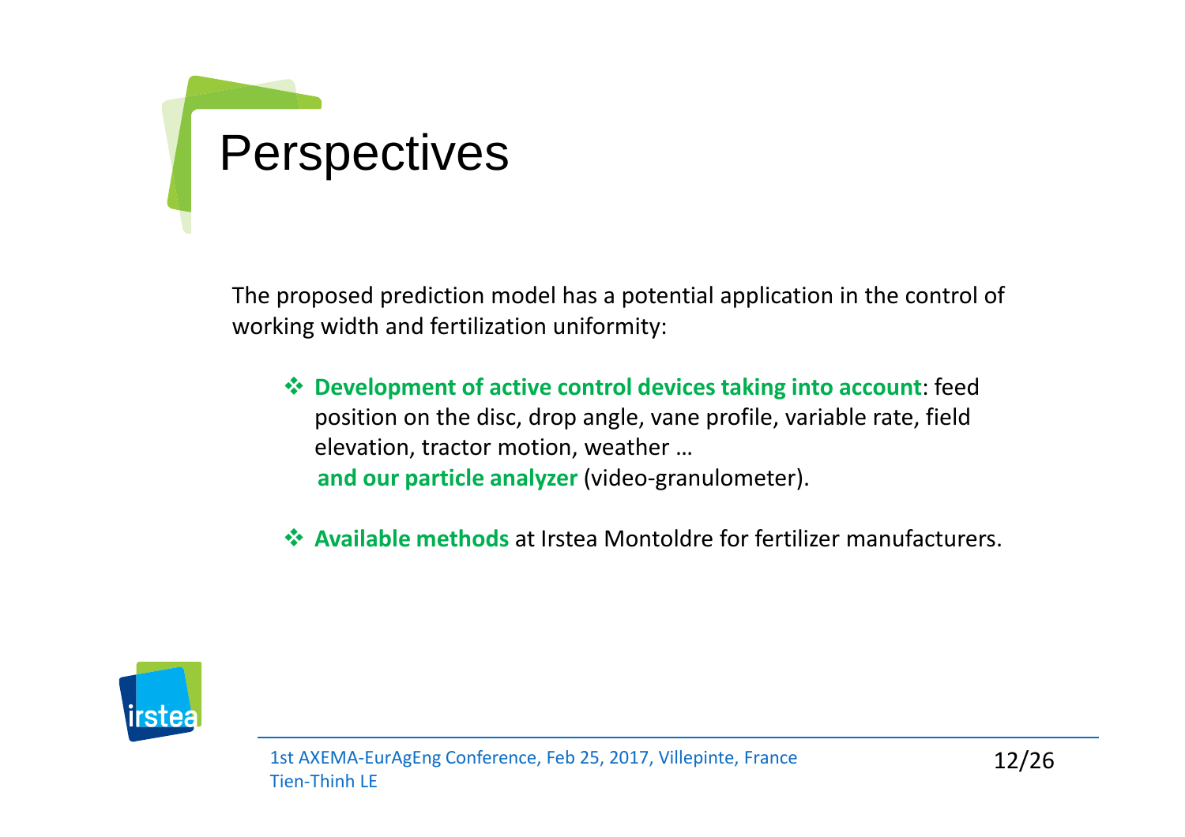# Perspectives

The proposed prediction model has a potential application in the control of working width and fertilization uniformity:

- **Development of active control devices taking into account**: feed position on the disc, drop angle, vane profile, variable rate, field elevation, tractor motion, weather …
  **and our particle analyzer** (video-granulometer).

- **Available methods** at Irstea Montoldre for fertilizer manufacturers.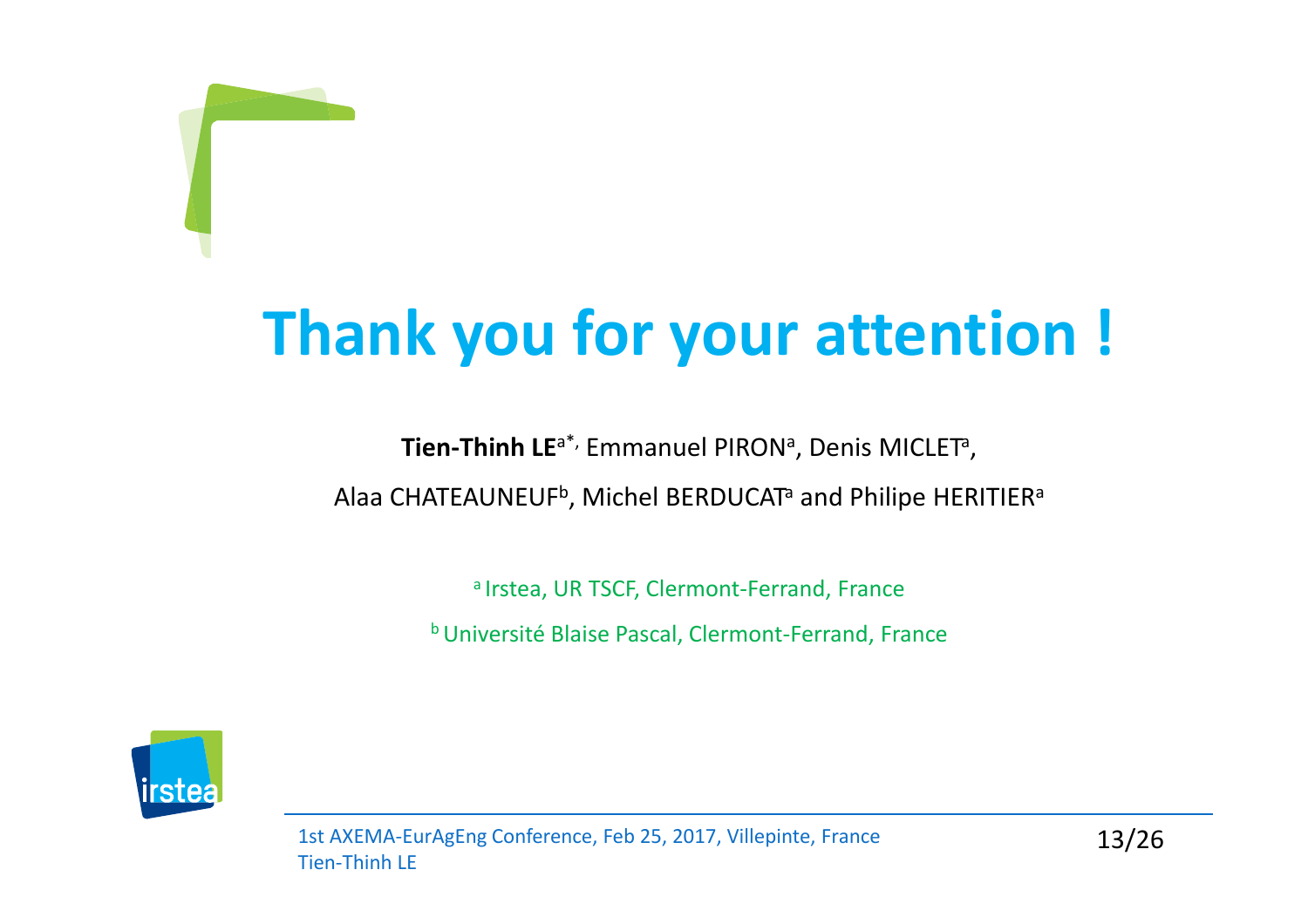# Thank you for your attention !

**Tien-Thinh LE**[a*], Emmanuel PIRON[a], Denis MICLET[a], Alaa CHATEAUNEUF[b], Michel BERDUCAT[a] and Philipe HERITIER[a]

[a] Irstea, UR TSCF, Clermont-Ferrand, France

[b] Université Blaise Pascal, Clermont-Ferrand, France